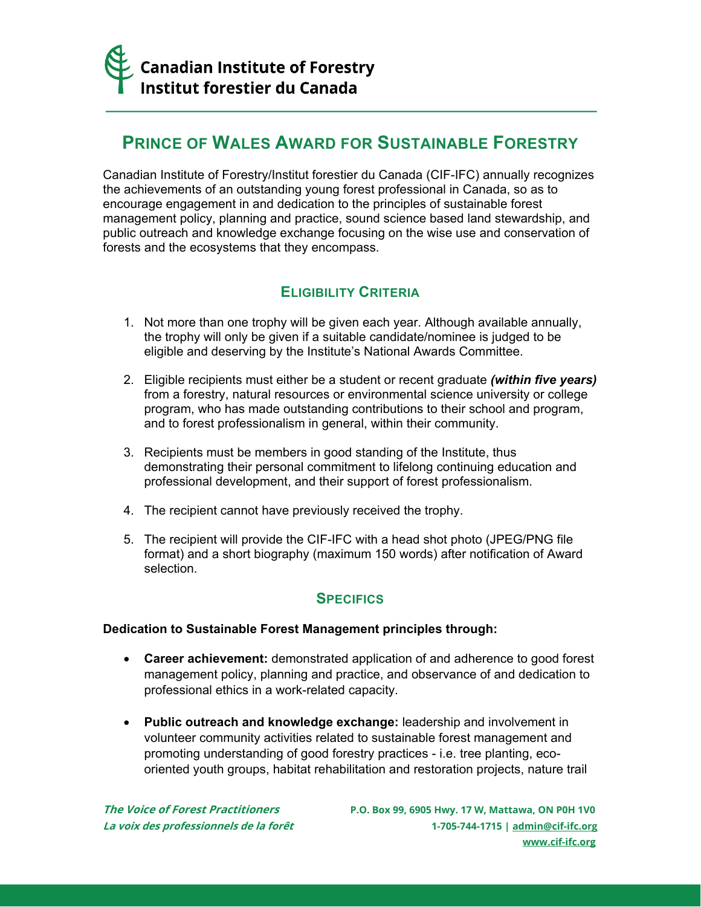Canadian Institute of Forestry
Institut forestier du Canada

# PRINCE OF WALES AWARD FOR SUSTAINABLE FORESTRY

Canadian Institute of Forestry/Institut forestier du Canada (CIF-IFC) annually recognizes the achievements of an outstanding young forest professional in Canada, so as to encourage engagement in and dedication to the principles of sustainable forest management policy, planning and practice, sound science based land stewardship, and public outreach and knowledge exchange focusing on the wise use and conservation of forests and the ecosystems that they encompass.

## ELIGIBILITY CRITERIA

1. Not more than one trophy will be given each year. Although available annually, the trophy will only be given if a suitable candidate/nominee is judged to be eligible and deserving by the Institute's National Awards Committee.
2. Eligible recipients must either be a student or recent graduate ***(within five years)*** from a forestry, natural resources or environmental science university or college program, who has made outstanding contributions to their school and program, and to forest professionalism in general, within their community.
3. Recipients must be members in good standing of the Institute, thus demonstrating their personal commitment to lifelong continuing education and professional development, and their support of forest professionalism.
4. The recipient cannot have previously received the trophy.
5. The recipient will provide the CIF-IFC with a head shot photo (JPEG/PNG file format) and a short biography (maximum 150 words) after notification of Award selection.

## SPECIFICS

**Dedication to Sustainable Forest Management principles through:**

- **Career achievement:** demonstrated application of and adherence to good forest management policy, planning and practice, and observance of and dedication to professional ethics in a work-related capacity.
- **Public outreach and knowledge exchange:** leadership and involvement in volunteer community activities related to sustainable forest management and promoting understanding of good forestry practices - i.e. tree planting, eco-oriented youth groups, habitat rehabilitation and restoration projects, nature trail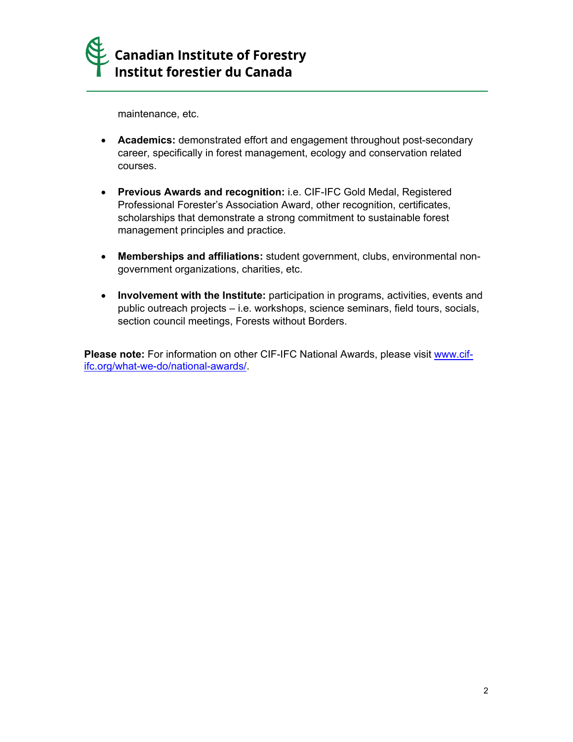maintenance, etc.

- **Academics:** demonstrated effort and engagement throughout post-secondary career, specifically in forest management, ecology and conservation related courses.

- **Previous Awards and recognition:** i.e. CIF-IFC Gold Medal, Registered Professional Forester's Association Award, other recognition, certificates, scholarships that demonstrate a strong commitment to sustainable forest management principles and practice.

- **Memberships and affiliations:** student government, clubs, environmental non-government organizations, charities, etc.

- **Involvement with the Institute:** participation in programs, activities, events and public outreach projects – i.e. workshops, science seminars, field tours, socials, section council meetings, Forests without Borders.

**Please note:** For information on other CIF-IFC National Awards, please visit [www.cif-ifc.org/what-we-do/national-awards/](www.cif-ifc.org/what-we-do/national-awards/).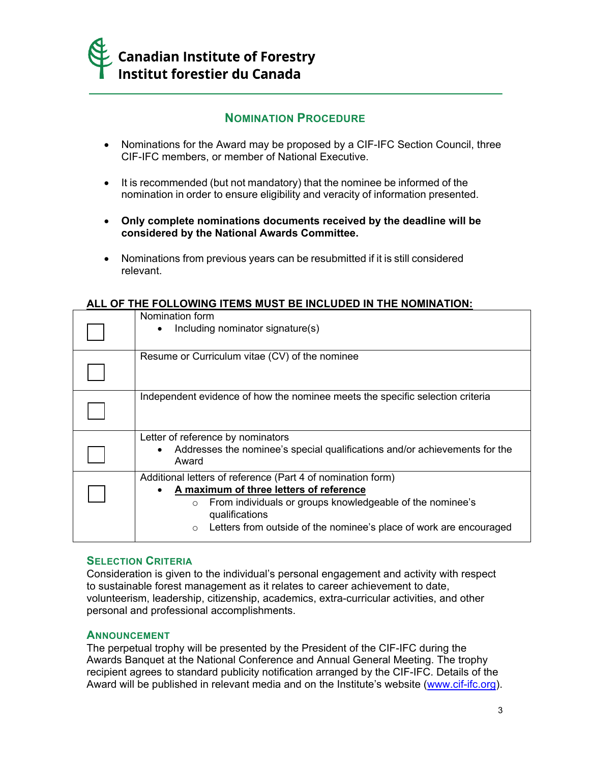Canadian Institute of Forestry
Institut forestier du Canada

## Nomination Procedure

- Nominations for the Award may be proposed by a CIF-IFC Section Council, three CIF-IFC members, or member of National Executive.
- It is recommended (but not mandatory) that the nominee be informed of the nomination in order to ensure eligibility and veracity of information presented.
- **Only complete nominations documents received by the deadline will be considered by the National Awards Committee.**
- Nominations from previous years can be resubmitted if it is still considered relevant.

**ALL OF THE FOLLOWING ITEMS MUST BE INCLUDED IN THE NOMINATION:**

| | |
|---|---|
| ☐ | Nomination form<br>• Including nominator signature(s) |
| ☐ | Resume or Curriculum vitae (CV) of the nominee |
| ☐ | Independent evidence of how the nominee meets the specific selection criteria |
| ☐ | Letter of reference by nominators<br>• Addresses the nominee's special qualifications and/or achievements for the Award |
| ☐ | Additional letters of reference (Part 4 of nomination form)<br>• **A maximum of three letters of reference**<br>○ From individuals or groups knowledgeable of the nominee's qualifications<br>○ Letters from outside of the nominee's place of work are encouraged |

### Selection Criteria

Consideration is given to the individual's personal engagement and activity with respect to sustainable forest management as it relates to career achievement to date, volunteerism, leadership, citizenship, academics, extra-curricular activities, and other personal and professional accomplishments.

### Announcement

The perpetual trophy will be presented by the President of the CIF-IFC during the Awards Banquet at the National Conference and Annual General Meeting. The trophy recipient agrees to standard publicity notification arranged by the CIF-IFC. Details of the Award will be published in relevant media and on the Institute's website (www.cif-ifc.org).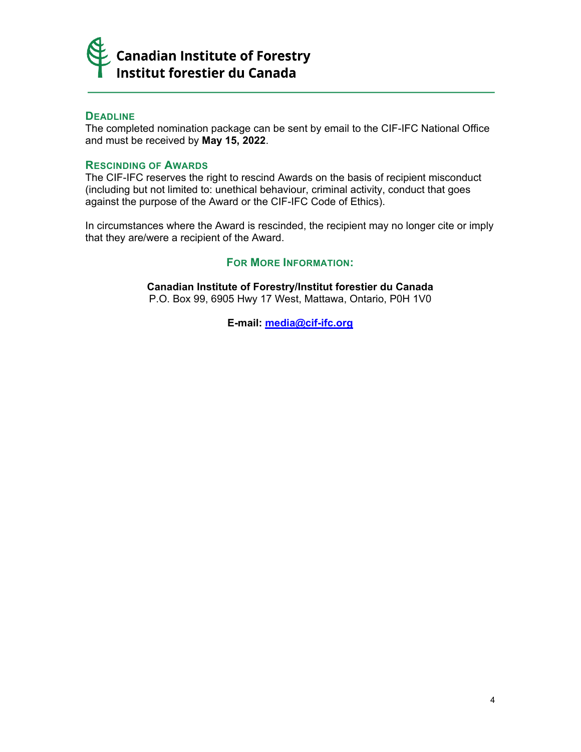## Deadline

The completed nomination package can be sent by email to the CIF-IFC National Office and must be received by **May 15, 2022**.

## Rescinding of Awards

The CIF-IFC reserves the right to rescind Awards on the basis of recipient misconduct (including but not limited to: unethical behaviour, criminal activity, conduct that goes against the purpose of the Award or the CIF-IFC Code of Ethics).

In circumstances where the Award is rescinded, the recipient may no longer cite or imply that they are/were a recipient of the Award.

## For More Information:

**Canadian Institute of Forestry/Institut forestier du Canada**
P.O. Box 99, 6905 Hwy 17 West, Mattawa, Ontario, P0H 1V0

**E-mail: media@cif-ifc.org**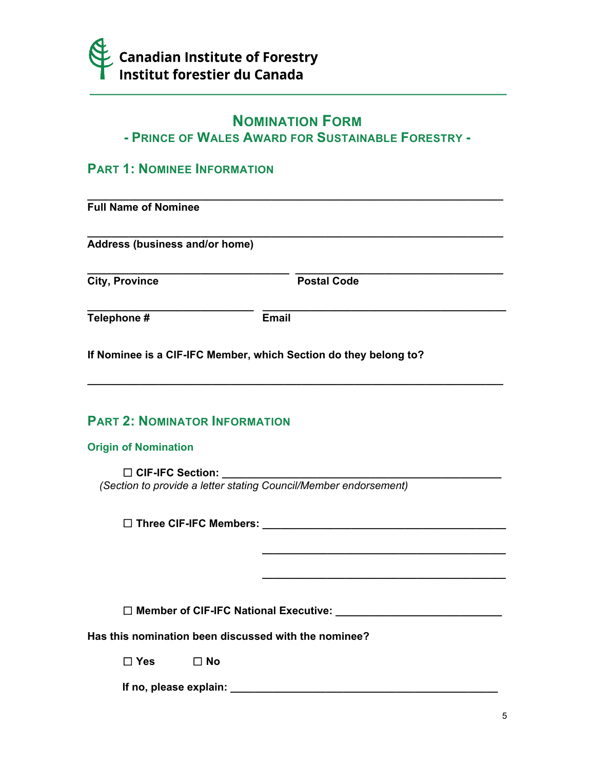Canadian Institute of Forestry
Institut forestier du Canada

# Nomination Form

## - Prince of Wales Award for Sustainable Forestry -

## Part 1: Nominee Information

\_\_\_\_\_\_\_\_\_\_\_\_\_\_\_\_\_\_\_\_\_\_\_\_\_\_\_\_\_\_\_\_\_\_\_\_\_\_\_\_\_\_\_\_\_\_\_\_\_\_\_\_\_\_\_\_\_\_

**Full Name of Nominee**

\_\_\_\_\_\_\_\_\_\_\_\_\_\_\_\_\_\_\_\_\_\_\_\_\_\_\_\_\_\_\_\_\_\_\_\_\_\_\_\_\_\_\_\_\_\_\_\_\_\_\_\_\_\_\_\_\_\_

**Address (business and/or home)**

\_\_\_\_\_\_\_\_\_\_\_\_\_\_\_\_\_\_\_\_\_\_\_\_\_\_\_\_ \_\_\_\_\_\_\_\_\_\_\_\_\_\_\_\_\_\_\_\_\_\_\_\_\_\_\_\_

**City, Province** **Postal Code**

\_\_\_\_\_\_\_\_\_\_\_\_\_\_\_\_\_\_\_\_\_\_\_ \_\_\_\_\_\_\_\_\_\_\_\_\_\_\_\_\_\_\_\_\_\_\_\_\_\_\_\_\_\_\_\_\_\_

**Telephone #** **Email**

**If Nominee is a CIF-IFC Member, which Section do they belong to?**

\_\_\_\_\_\_\_\_\_\_\_\_\_\_\_\_\_\_\_\_\_\_\_\_\_\_\_\_\_\_\_\_\_\_\_\_\_\_\_\_\_\_\_\_\_\_\_\_\_\_\_\_\_\_\_\_\_\_

## Part 2: Nominator Information

### Origin of Nomination

☐ **CIF-IFC Section:** \_\_\_\_\_\_\_\_\_\_\_\_\_\_\_\_\_\_\_\_\_\_\_\_\_\_\_\_\_\_\_\_\_\_\_\_\_\_\_\_
*(Section to provide a letter stating Council/Member endorsement)*

☐ **Three CIF-IFC Members:** \_\_\_\_\_\_\_\_\_\_\_\_\_\_\_\_\_\_\_\_\_\_\_\_\_\_\_\_\_\_\_\_\_\_\_

\_\_\_\_\_\_\_\_\_\_\_\_\_\_\_\_\_\_\_\_\_\_\_\_\_\_\_\_\_\_\_\_\_\_\_

\_\_\_\_\_\_\_\_\_\_\_\_\_\_\_\_\_\_\_\_\_\_\_\_\_\_\_\_\_\_\_\_\_\_\_

☐ **Member of CIF-IFC National Executive:** \_\_\_\_\_\_\_\_\_\_\_\_\_\_\_\_\_\_\_\_\_\_\_

**Has this nomination been discussed with the nominee?**

☐ **Yes** ☐ **No**

**If no, please explain:** \_\_\_\_\_\_\_\_\_\_\_\_\_\_\_\_\_\_\_\_\_\_\_\_\_\_\_\_\_\_\_\_\_\_\_\_\_\_\_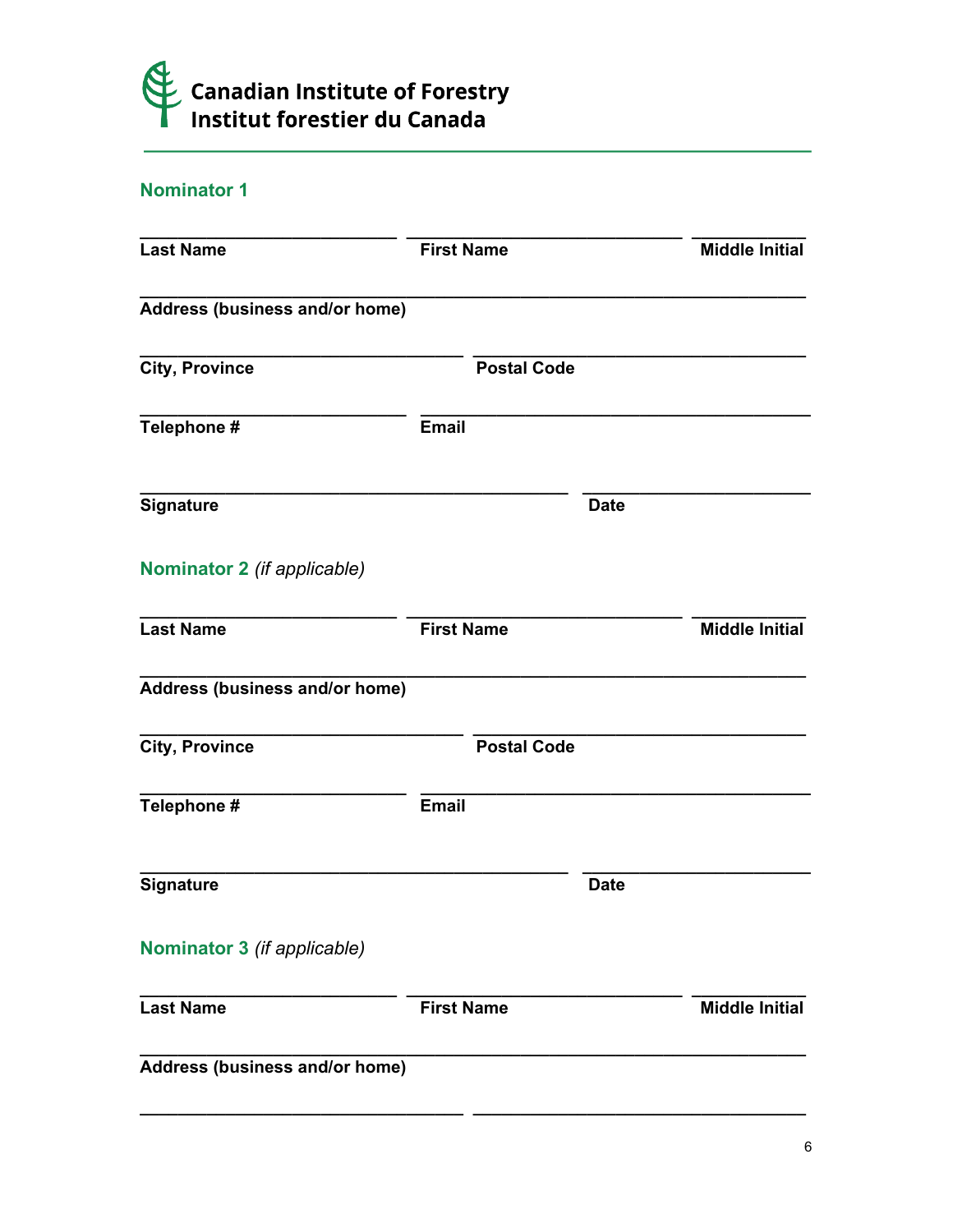Canadian Institute of Forestry
Institut forestier du Canada

## Nominator 1

Last Name ______________ First Name ______________ Middle Initial ______

Address (business and/or home) ______________________________

City, Province ______________ Postal Code ______________

Telephone # ______________ Email ______________

Signature ______________________ Date ______________

## Nominator 2 *(if applicable)*

Last Name ______________ First Name ______________ Middle Initial ______

Address (business and/or home) ______________________________

City, Province ______________ Postal Code ______________

Telephone # ______________ Email ______________

Signature ______________________ Date ______________

## Nominator 3 *(if applicable)*

Last Name ______________ First Name ______________ Middle Initial ______

Address (business and/or home) ______________________________

______________ ______________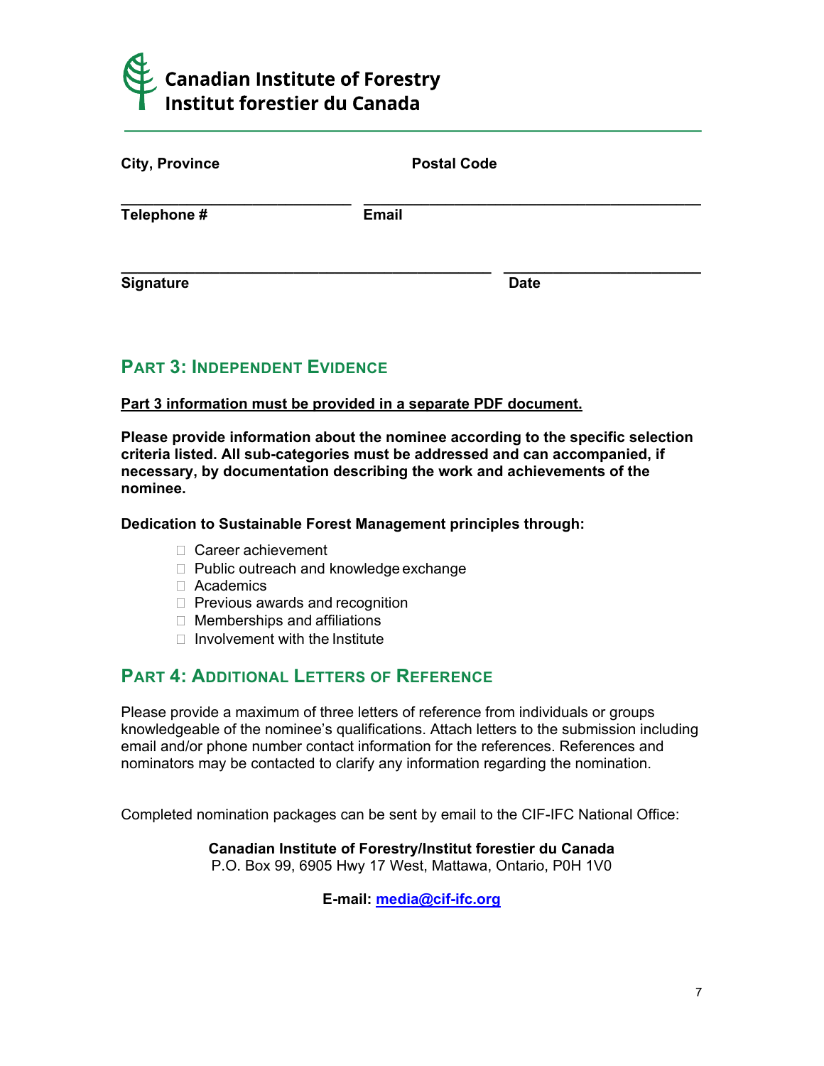Canadian Institute of Forestry
Institut forestier du Canada

**City, Province** **Postal Code**

_____________________________ ____________________________________________
**Telephone #** **Email**

______________________________________________ _________________________
**Signature** **Date**

## Part 3: Independent Evidence

**Part 3 information must be provided in a separate PDF document.**

**Please provide information about the nominee according to the specific selection criteria listed. All sub-categories must be addressed and can accompanied, if necessary, by documentation describing the work and achievements of the nominee.**

**Dedication to Sustainable Forest Management principles through:**

- Career achievement
- Public outreach and knowledge exchange
- Academics
- Previous awards and recognition
- Memberships and affiliations
- Involvement with the Institute

## Part 4: Additional Letters of Reference

Please provide a maximum of three letters of reference from individuals or groups knowledgeable of the nominee's qualifications. Attach letters to the submission including email and/or phone number contact information for the references. References and nominators may be contacted to clarify any information regarding the nomination.

Completed nomination packages can be sent by email to the CIF-IFC National Office:

**Canadian Institute of Forestry/Institut forestier du Canada**
P.O. Box 99, 6905 Hwy 17 West, Mattawa, Ontario, P0H 1V0

**E-mail: media@cif-ifc.org**